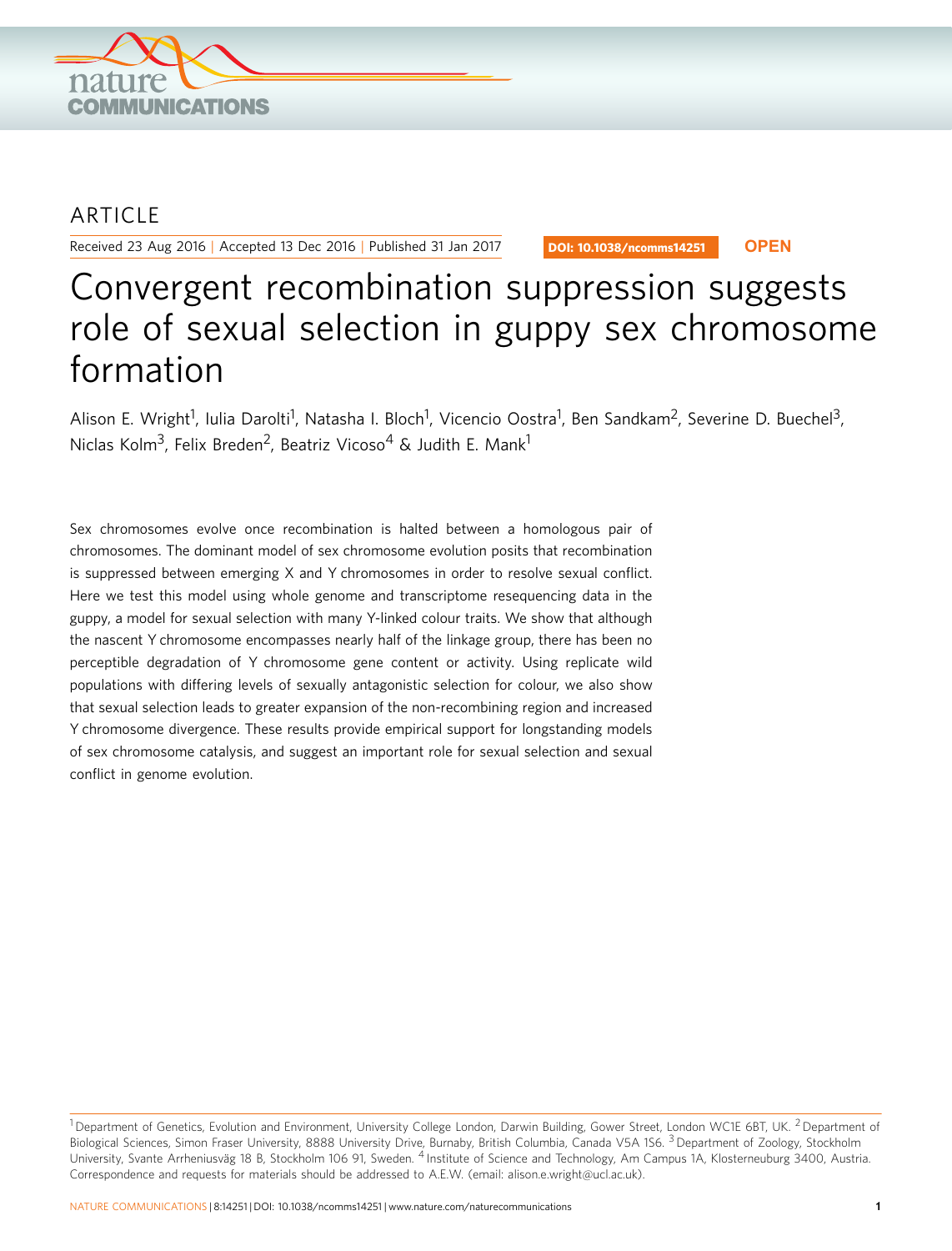ARTICLE

Received 23 Aug 2016 | Accepted 13 Dec 2016 | Published 31 Jan 2017

DOI: 10.1038/ncomms14251 **OPEN**

# Convergent recombination suppression suggests role of sexual selection in guppy sex chromosome formation

Alison E. Wright[1], Iulia Darolti[1], Natasha I. Bloch[1], Vicencio Oostra[1], Ben Sandkam[2], Severine D. Buechel[3], Niclas Kolm[3], Felix Breden[2], Beatriz Vicoso[4] & Judith E. Mank[1]

Sex chromosomes evolve once recombination is halted between a homologous pair of chromosomes. The dominant model of sex chromosome evolution posits that recombination is suppressed between emerging X and Y chromosomes in order to resolve sexual conflict. Here we test this model using whole genome and transcriptome resequencing data in the guppy, a model for sexual selection with many Y-linked colour traits. We show that although the nascent Y chromosome encompasses nearly half of the linkage group, there has been no perceptible degradation of Y chromosome gene content or activity. Using replicate wild populations with differing levels of sexually antagonistic selection for colour, we also show that sexual selection leads to greater expansion of the non-recombining region and increased Y chromosome divergence. These results provide empirical support for longstanding models of sex chromosome catalysis, and suggest an important role for sexual selection and sexual conflict in genome evolution.

[1] Department of Genetics, Evolution and Environment, University College London, Darwin Building, Gower Street, London WC1E 6BT, UK. [2] Department of Biological Sciences, Simon Fraser University, 8888 University Drive, Burnaby, British Columbia, Canada V5A 1S6. [3] Department of Zoology, Stockholm University, Svante Arrheniusväg 18 B, Stockholm 106 91, Sweden. [4] Institute of Science and Technology, Am Campus 1A, Klosterneuburg 3400, Austria. Correspondence and requests for materials should be addressed to A.E.W. (email: alison.e.wright@ucl.ac.uk).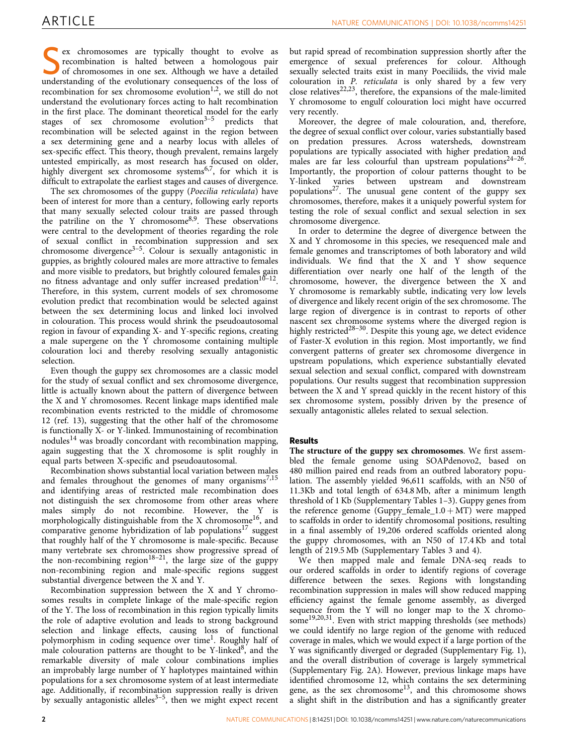Sex chromosomes are typically thought to evolve as recombination is halted between a homologous pair of chromosomes in one sex. Although we have a detailed understanding of the evolutionary consequences of the loss of recombination for sex chromosome evolution[1,2], we still do not understand the evolutionary forces acting to halt recombination in the first place. The dominant theoretical model for the early stages of sex chromosome evolution[3–5] predicts that recombination will be selected against in the region between a sex determining gene and a nearby locus with alleles of sex-specific effect. This theory, though prevalent, remains largely untested empirically, as most research has focused on older, highly divergent sex chromosome systems[6,7], for which it is difficult to extrapolate the earliest stages and causes of divergence.

The sex chromosomes of the guppy (*Poecilia reticulata*) have been of interest for more than a century, following early reports that many sexually selected colour traits are passed through the patriline on the Y chromosome[8,9]. These observations were central to the development of theories regarding the role of sexual conflict in recombination suppression and sex chromosome divergence[3–5]. Colour is sexually antagonistic in guppies, as brightly coloured males are more attractive to females and more visible to predators, but brightly coloured females gain no fitness advantage and only suffer increased predation[10–12]. Therefore, in this system, current models of sex chromosome evolution predict that recombination would be selected against between the sex determining locus and linked loci involved in colouration. This process would shrink the pseudoautosomal region in favour of expanding X- and Y-specific regions, creating a male supergene on the Y chromosome containing multiple colouration loci and thereby resolving sexually antagonistic selection.

Even though the guppy sex chromosomes are a classic model for the study of sexual conflict and sex chromosome divergence, little is actually known about the pattern of divergence between the X and Y chromosomes. Recent linkage maps identified male recombination events restricted to the middle of chromosome 12 (ref. 13), suggesting that the other half of the chromosome is functionally X- or Y-linked. Immunostaining of recombination nodules[14] was broadly concordant with recombination mapping, again suggesting that the X chromosome is split roughly in equal parts between X-specific and pseudoautosomal.

Recombination shows substantial local variation between males and females throughout the genomes of many organisms[7,15] and identifying areas of restricted male recombination does not distinguish the sex chromosome from other areas where males simply do not recombine. However, the Y is morphologically distinguishable from the X chromosome[16], and comparative genome hybridization of lab populations[17] suggest that roughly half of the Y chromosome is male-specific. Because many vertebrate sex chromosomes show progressive spread of the non-recombining region[18–21], the large size of the guppy non-recombining region and male-specific regions suggest substantial divergence between the X and Y.

Recombination suppression between the X and Y chromosomes results in complete linkage of the male-specific region of the Y. The loss of recombination in this region typically limits the role of adaptive evolution and leads to strong background selection and linkage effects, causing loss of functional polymorphism in coding sequence over time[1]. Roughly half of male colouration patterns are thought to be Y-linked[8], and the remarkable diversity of male colour combinations implies an improbably large number of Y haplotypes maintained within populations for a sex chromosome system of at least intermediate age. Additionally, if recombination suppression really is driven by sexually antagonistic alleles[3–5], then we might expect recent but rapid spread of recombination suppression shortly after the emergence of sexual preferences for colour. Although sexually selected traits exist in many Poeciliids, the vivid male colouration in *P. reticulata* is only shared by a few very close relatives[22,23], therefore, the expansions of the male-limited Y chromosome to engulf colouration loci might have occurred very recently.

Moreover, the degree of male colouration, and, therefore, the degree of sexual conflict over colour, varies substantially based on predation pressures. Across watersheds, downstream populations are typically associated with higher predation and males are far less colourful than upstream populations[24–26]. Importantly, the proportion of colour patterns thought to be Y-linked varies between upstream and downstream populations[27]. The unusual gene content of the guppy sex chromosomes, therefore, makes it a uniquely powerful system for testing the role of sexual conflict and sexual selection in sex chromosome divergence.

In order to determine the degree of divergence between the X and Y chromosome in this species, we resequenced male and female genomes and transcriptomes of both laboratory and wild individuals. We find that the X and Y show sequence differentiation over nearly one half of the length of the chromosome, however, the divergence between the X and Y chromosome is remarkably subtle, indicating very low levels of divergence and likely recent origin of the sex chromosome. The large region of divergence is in contrast to reports of other nascent sex chromosome systems where the diverged region is highly restricted[28–30]. Despite this young age, we detect evidence of Faster-X evolution in this region. Most importantly, we find convergent patterns of greater sex chromosome divergence in upstream populations, which experience substantially elevated sexual selection and sexual conflict, compared with downstream populations. Our results suggest that recombination suppression between the X and Y spread quickly in the recent history of this sex chromosome system, possibly driven by the presence of sexually antagonistic alleles related to sexual selection.

## Results

**The structure of the guppy sex chromosomes.** We first assembled the female genome using SOAPdenovo2, based on 480 million paired end reads from an outbred laboratory population. The assembly yielded 96,611 scaffolds, with an N50 of 11.3Kb and total length of 634.8 Mb, after a minimum length threshold of 1 Kb (Supplementary Tables 1–3). Guppy genes from the reference genome (Guppy_female_1.0 + MT) were mapped to scaffolds in order to identify chromosomal positions, resulting in a final assembly of 19,206 ordered scaffolds oriented along the guppy chromosomes, with an N50 of 17.4 Kb and total length of 219.5 Mb (Supplementary Tables 3 and 4).

We then mapped male and female DNA-seq reads to our ordered scaffolds in order to identify regions of coverage difference between the sexes. Regions with longstanding recombination suppression in males will show reduced mapping efficiency against the female genome assembly, as diverged sequence from the Y will no longer map to the X chromosome[19,20,31]. Even with strict mapping thresholds (see methods) we could identify no large region of the genome with reduced coverage in males, which we would expect if a large portion of the Y was significantly diverged or degraded (Supplementary Fig. 1), and the overall distribution of coverage is largely symmetrical (Supplementary Fig. 2A). However, previous linkage maps have identified chromosome 12, which contains the sex determining gene, as the sex chromosome[13], and this chromosome shows a slight shift in the distribution and has a significantly greater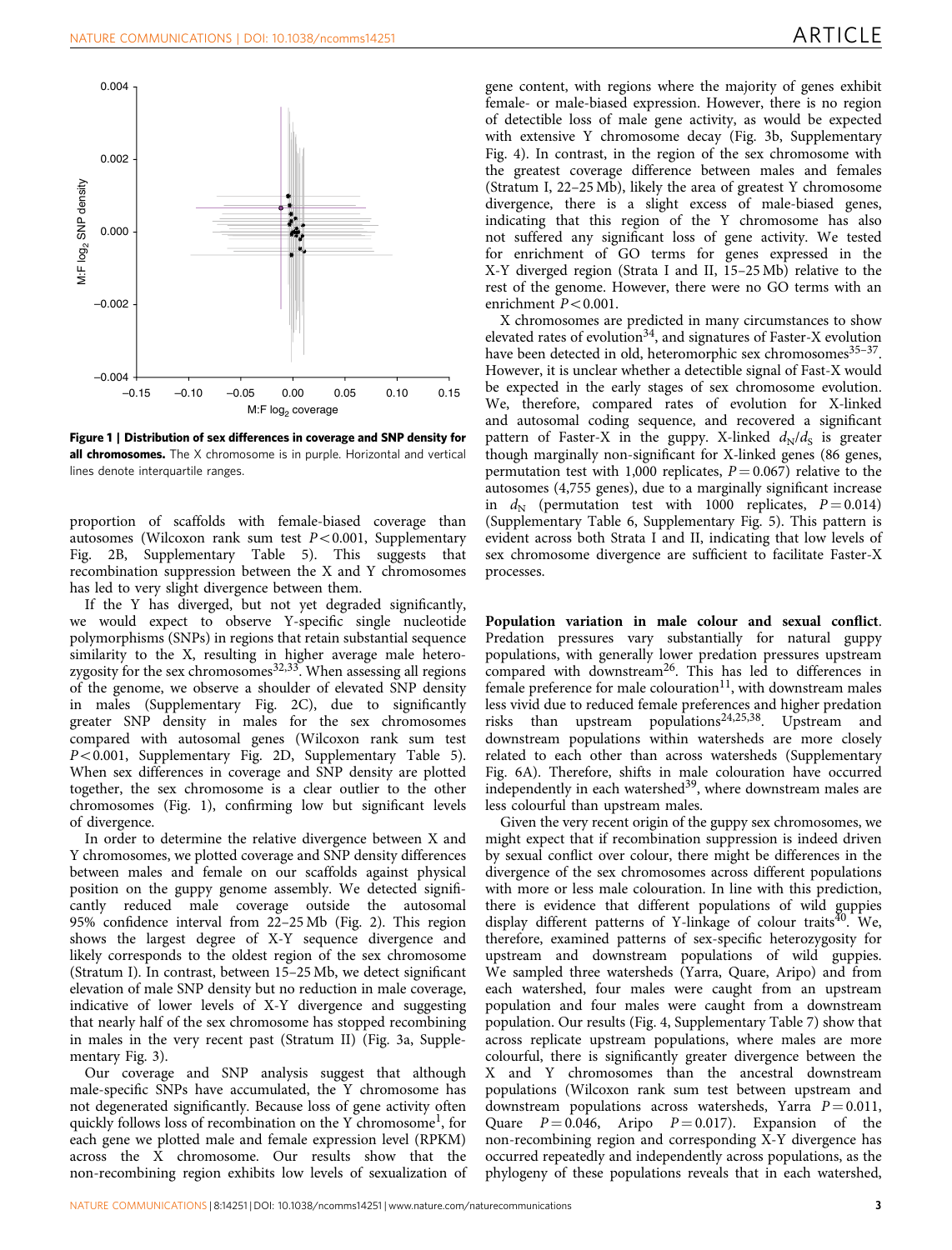**Figure 1 | Distribution of sex differences in coverage and SNP density for all chromosomes.** The X chromosome is in purple. Horizontal and vertical lines denote interquartile ranges.

proportion of scaffolds with female-biased coverage than autosomes (Wilcoxon rank sum test $P < 0.001$, Supplementary Fig. 2B, Supplementary Table 5). This suggests that recombination suppression between the X and Y chromosomes has led to very slight divergence between them.

If the Y has diverged, but not yet degraded significantly, we would expect to observe Y-specific single nucleotide polymorphisms (SNPs) in regions that retain substantial sequence similarity to the X, resulting in higher average male heterozygosity for the sex chromosomes[32,33]. When assessing all regions of the genome, we observe a shoulder of elevated SNP density in males (Supplementary Fig. 2C), due to significantly greater SNP density in males for the sex chromosomes compared with autosomal genes (Wilcoxon rank sum test $P < 0.001$, Supplementary Fig. 2D, Supplementary Table 5). When sex differences in coverage and SNP density are plotted together, the sex chromosome is a clear outlier to the other chromosomes (Fig. 1), confirming low but significant levels of divergence.

In order to determine the relative divergence between X and Y chromosomes, we plotted coverage and SNP density differences between males and female on our scaffolds against physical position on the guppy genome assembly. We detected significantly reduced male coverage outside the autosomal 95% confidence interval from 22–25 Mb (Fig. 2). This region shows the largest degree of X-Y sequence divergence and likely corresponds to the oldest region of the sex chromosome (Stratum I). In contrast, between 15–25 Mb, we detect significant elevation of male SNP density but no reduction in male coverage, indicative of lower levels of X-Y divergence and suggesting that nearly half of the sex chromosome has stopped recombining in males in the very recent past (Stratum II) (Fig. 3a, Supplementary Fig. 3).

Our coverage and SNP analysis suggest that although male-specific SNPs have accumulated, the Y chromosome has not degenerated significantly. Because loss of gene activity often quickly follows loss of recombination on the Y chromosome[1], for each gene we plotted male and female expression level (RPKM) across the X chromosome. Our results show that the non-recombining region exhibits low levels of sexualization of gene content, with regions where the majority of genes exhibit female- or male-biased expression. However, there is no region of detectible loss of male gene activity, as would be expected with extensive Y chromosome decay (Fig. 3b, Supplementary Fig. 4). In contrast, in the region of the sex chromosome with the greatest coverage difference between males and females (Stratum I, 22–25 Mb), likely the area of greatest Y chromosome divergence, there is a slight excess of male-biased genes, indicating that this region of the Y chromosome has also not suffered any significant loss of gene activity. We tested for enrichment of GO terms for genes expressed in the X-Y diverged region (Strata I and II, 15–25 Mb) relative to the rest of the genome. However, there were no GO terms with an enrichment $P < 0.001$.

X chromosomes are predicted in many circumstances to show elevated rates of evolution[34], and signatures of Faster-X evolution have been detected in old, heteromorphic sex chromosomes[35–37]. However, it is unclear whether a detectible signal of Fast-X would be expected in the early stages of sex chromosome evolution. We, therefore, compared rates of evolution for X-linked and autosomal coding sequence, and recovered a significant pattern of Faster-X in the guppy. X-linked $d_N/d_S$ is greater though marginally non-significant for X-linked genes (86 genes, permutation test with 1,000 replicates, $P = 0.067$) relative to the autosomes (4,755 genes), due to a marginally significant increase in $d_N$ (permutation test with 1000 replicates, $P = 0.014$) (Supplementary Table 6, Supplementary Fig. 5). This pattern is evident across both Strata I and II, indicating that low levels of sex chromosome divergence are sufficient to facilitate Faster-X processes.

**Population variation in male colour and sexual conflict.** Predation pressures vary substantially for natural guppy populations, with generally lower predation pressures upstream compared with downstream[26]. This has led to differences in female preference for male colouration[11], with downstream males less vivid due to reduced female preferences and higher predation risks than upstream populations[24,25,38]. Upstream and downstream populations within watersheds are more closely related to each other than across watersheds (Supplementary Fig. 6A). Therefore, shifts in male colouration have occurred independently in each watershed[39], where downstream males are less colourful than upstream males.

Given the very recent origin of the guppy sex chromosomes, we might expect that if recombination suppression is indeed driven by sexual conflict over colour, there might be differences in the divergence of the sex chromosomes across different populations with more or less male colouration. In line with this prediction, there is evidence that different populations of wild guppies display different patterns of Y-linkage of colour traits[40]. We, therefore, examined patterns of sex-specific heterozygosity for upstream and downstream populations of wild guppies. We sampled three watersheds (Yarra, Quare, Aripo) and from each watershed, four males were caught from an upstream population and four males were caught from a downstream population. Our results (Fig. 4, Supplementary Table 7) show that across replicate upstream populations, where males are more colourful, there is significantly greater divergence between the X and Y chromosomes than the ancestral downstream populations (Wilcoxon rank sum test between upstream and downstream populations across watersheds, Yarra $P = 0.011$, Quare $P = 0.046$, Aripo $P = 0.017$). Expansion of the non-recombining region and corresponding X-Y divergence has occurred repeatedly and independently across populations, as the phylogeny of these populations reveals that in each watershed,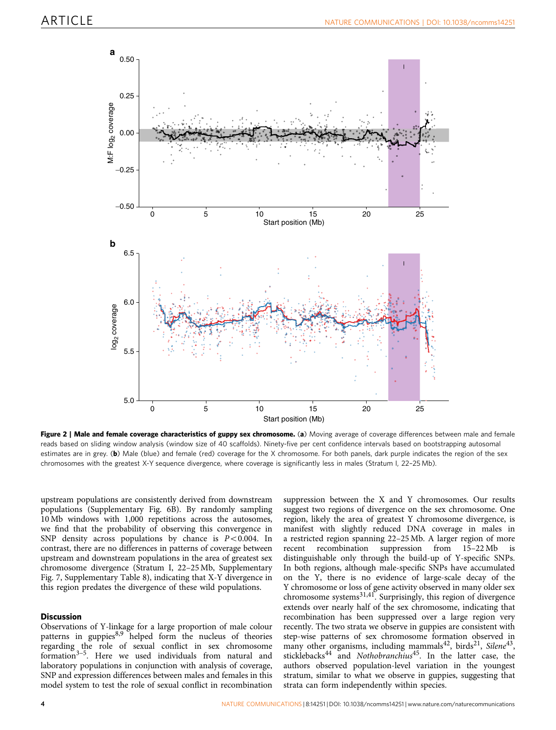**Figure 2 | Male and female coverage characteristics of guppy sex chromosome.** (**a**) Moving average of coverage differences between male and female reads based on sliding window analysis (window size of 40 scaffolds). Ninety-five per cent confidence intervals based on bootstrapping autosomal estimates are in grey. (**b**) Male (blue) and female (red) coverage for the X chromosome. For both panels, dark purple indicates the region of the sex chromosomes with the greatest X-Y sequence divergence, where coverage is significantly less in males (Stratum I, 22–25 Mb).

upstream populations are consistently derived from downstream populations (Supplementary Fig. 6B). By randomly sampling 10 Mb windows with 1,000 repetitions across the autosomes, we find that the probability of observing this convergence in SNP density across populations by chance is $P<0.004$. In contrast, there are no differences in patterns of coverage between upstream and downstream populations in the area of greatest sex chromosome divergence (Stratum I, 22–25 Mb, Supplementary Fig. 7, Supplementary Table 8), indicating that X-Y divergence in this region predates the divergence of these wild populations.

## Discussion

Observations of Y-linkage for a large proportion of male colour patterns in guppies[8,9] helped form the nucleus of theories regarding the role of sexual conflict in sex chromosome formation[3–5]. Here we used individuals from natural and laboratory populations in conjunction with analysis of coverage, SNP and expression differences between males and females in this model system to test the role of sexual conflict in recombination suppression between the X and Y chromosomes. Our results suggest two regions of divergence on the sex chromosome. One region, likely the area of greatest Y chromosome divergence, is manifest with slightly reduced DNA coverage in males in a restricted region spanning 22–25 Mb. A larger region of more recent recombination suppression from 15–22 Mb is distinguishable only through the build-up of Y-specific SNPs. In both regions, although male-specific SNPs have accumulated on the Y, there is no evidence of large-scale decay of the Y chromosome or loss of gene activity observed in many older sex chromosome systems[31,41]. Surprisingly, this region of divergence extends over nearly half of the sex chromosome, indicating that recombination has been suppressed over a large region very recently. The two strata we observe in guppies are consistent with step-wise patterns of sex chromosome formation observed in many other organisms, including mammals[42], birds[21], *Silene*[43], sticklebacks[44] and *Nothobranchius*[45]. In the latter case, the authors observed population-level variation in the youngest stratum, similar to what we observe in guppies, suggesting that strata can form independently within species.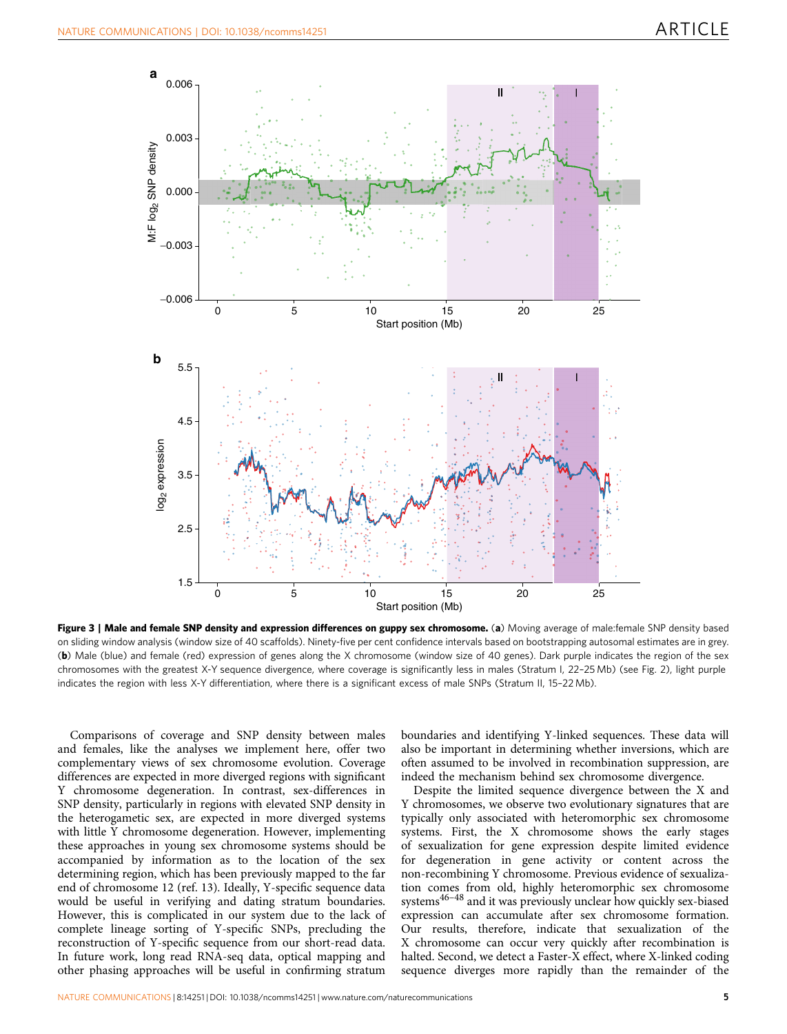a

0.006

0.003

0.000

–0.003

–0.006

M:F log$_2$ SNP density

II

I

0

5

10

15

20

25

Start position (Mb)

b

5.5

4.5

3.5

2.5

1.5

log$_2$ expression

II

I

0

5

10

15

20

25

Start position (Mb)

**Figure 3 | Male and female SNP density and expression differences on guppy sex chromosome.** (**a**) Moving average of male:female SNP density based on sliding window analysis (window size of 40 scaffolds). Ninety-five per cent confidence intervals based on bootstrapping autosomal estimates are in grey. (**b**) Male (blue) and female (red) expression of genes along the X chromosome (window size of 40 genes). Dark purple indicates the region of the sex chromosomes with the greatest X-Y sequence divergence, where coverage is significantly less in males (Stratum I, 22–25 Mb) (see Fig. 2), light purple indicates the region with less X-Y differentiation, where there is a significant excess of male SNPs (Stratum II, 15–22 Mb).

Comparisons of coverage and SNP density between males and females, like the analyses we implement here, offer two complementary views of sex chromosome evolution. Coverage differences are expected in more diverged regions with significant Y chromosome degeneration. In contrast, sex-differences in SNP density, particularly in regions with elevated SNP density in the heterogametic sex, are expected in more diverged systems with little Y chromosome degeneration. However, implementing these approaches in young sex chromosome systems should be accompanied by information as to the location of the sex determining region, which has been previously mapped to the far end of chromosome 12 (ref. 13). Ideally, Y-specific sequence data would be useful in verifying and dating stratum boundaries. However, this is complicated in our system due to the lack of complete lineage sorting of Y-specific SNPs, precluding the reconstruction of Y-specific sequence from our short-read data. In future work, long read RNA-seq data, optical mapping and other phasing approaches will be useful in confirming stratum boundaries and identifying Y-linked sequences. These data will also be important in determining whether inversions, which are often assumed to be involved in recombination suppression, are indeed the mechanism behind sex chromosome divergence.

Despite the limited sequence divergence between the X and Y chromosomes, we observe two evolutionary signatures that are typically only associated with heteromorphic sex chromosome systems. First, the X chromosome shows the early stages of sexualization for gene expression despite limited evidence for degeneration in gene activity or content across the non-recombining Y chromosome. Previous evidence of sexualization comes from old, highly heteromorphic sex chromosome systems[46–48] and it was previously unclear how quickly sex-biased expression can accumulate after sex chromosome formation. Our results, therefore, indicate that sexualization of the X chromosome can occur very quickly after recombination is halted. Second, we detect a Faster-X effect, where X-linked coding sequence diverges more rapidly than the remainder of the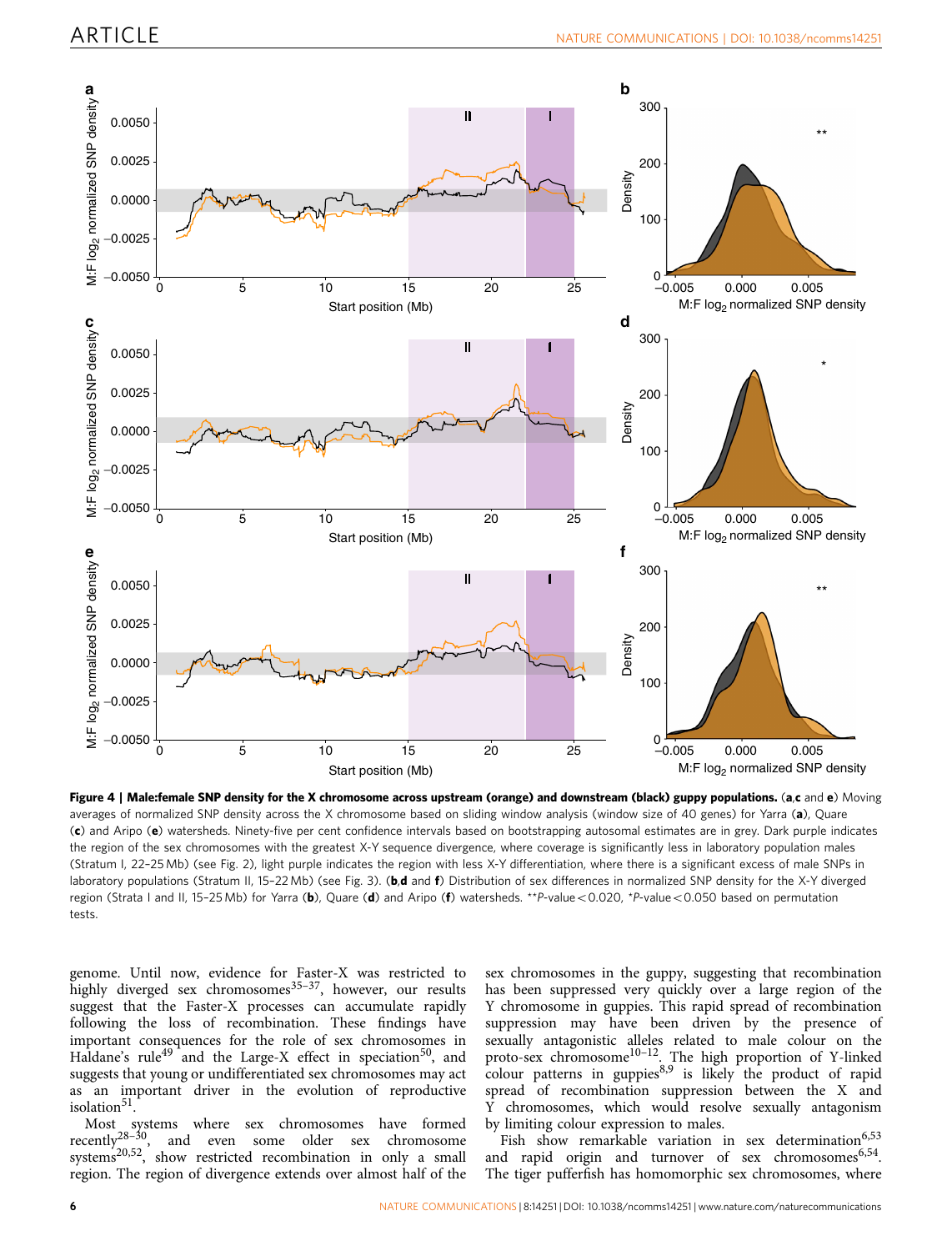**Figure 4 | Male:female SNP density for the X chromosome across upstream (orange) and downstream (black) guppy populations.** (**a**,**c** and **e**) Moving averages of normalized SNP density across the X chromosome based on sliding window analysis (window size of 40 genes) for Yarra (**a**), Quare (**c**) and Aripo (**e**) watersheds. Ninety-five per cent confidence intervals based on bootstrapping autosomal estimates are in grey. Dark purple indicates the region of the sex chromosomes with the greatest X-Y sequence divergence, where coverage is significantly less in laboratory population males (Stratum I, 22–25 Mb) (see Fig. 2), light purple indicates the region with less X-Y differentiation, where there is a significant excess of male SNPs in laboratory populations (Stratum II, 15–22 Mb) (see Fig. 3). (**b**,**d** and **f**) Distribution of sex differences in normalized SNP density for the X-Y diverged region (Strata I and II, 15–25 Mb) for Yarra (**b**), Quare (**d**) and Aripo (**f**) watersheds. **$P$-value < 0.020, *$P$-value < 0.050 based on permutation tests.

genome. Until now, evidence for Faster-X was restricted to highly diverged sex chromosomes[35–37], however, our results suggest that the Faster-X processes can accumulate rapidly following the loss of recombination. These findings have important consequences for the role of sex chromosomes in Haldane's rule[49] and the Large-X effect in speciation[50], and suggests that young or undifferentiated sex chromosomes may act as an important driver in the evolution of reproductive isolation[51].

Most systems where sex chromosomes have formed recently[28–30], and even some older sex chromosome systems[20,52], show restricted recombination in only a small region. The region of divergence extends over almost half of the sex chromosomes in the guppy, suggesting that recombination has been suppressed very quickly over a large region of the Y chromosome in guppies. This rapid spread of recombination suppression may have been driven by the presence of sexually antagonistic alleles related to male colour on the proto-sex chromosome[10–12]. The high proportion of Y-linked colour patterns in guppies[8,9] is likely the product of rapid spread of recombination suppression between the X and Y chromosomes, which would resolve sexually antagonism by limiting colour expression to males.

Fish show remarkable variation in sex determination[6,53] and rapid origin and turnover of sex chromosomes[6,54]. The tiger pufferfish has homomorphic sex chromosomes, where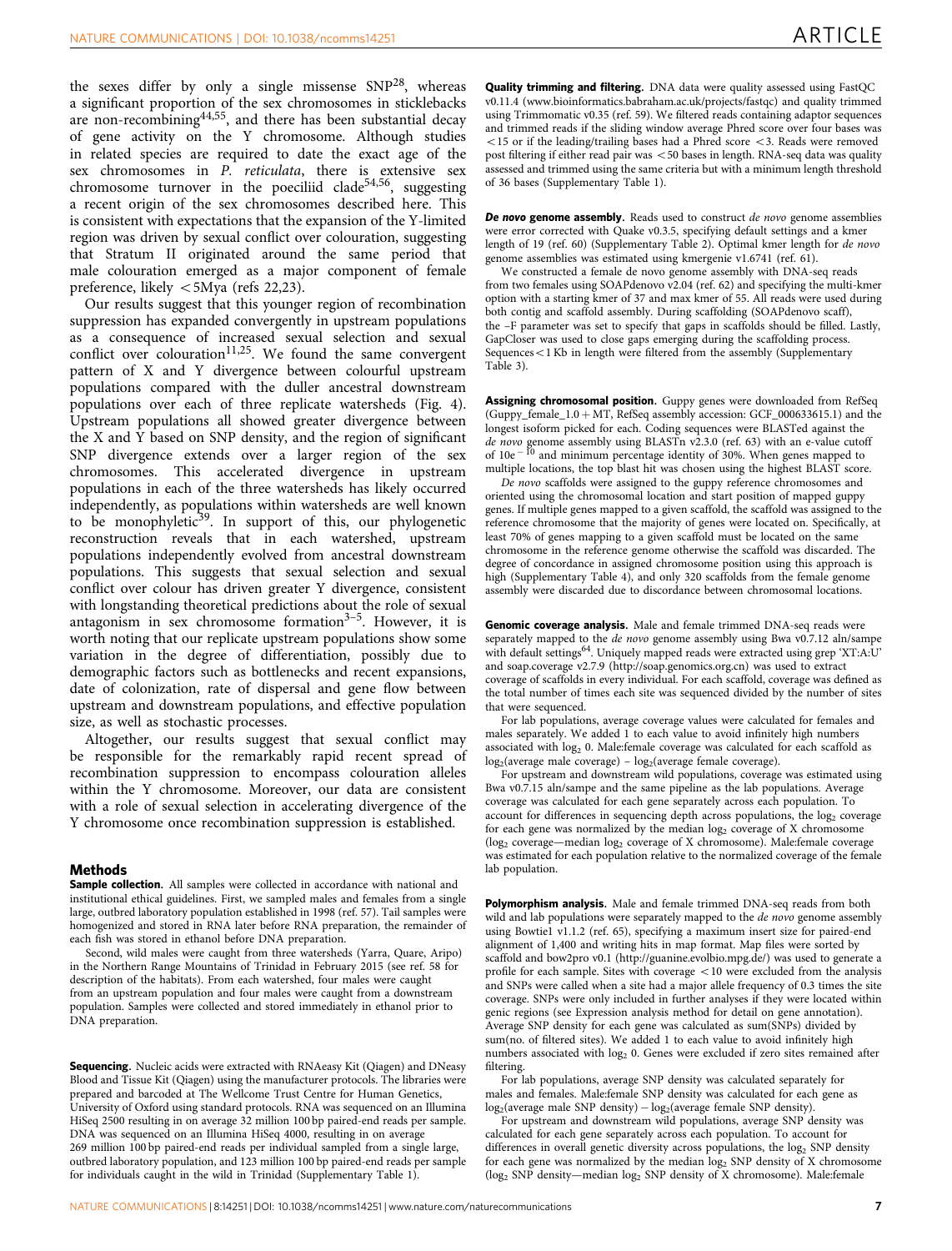the sexes differ by only a single missense SNP[28], whereas a significant proportion of the sex chromosomes in sticklebacks are non-recombining[44,55], and there has been substantial decay of gene activity on the Y chromosome. Although studies in related species are required to date the exact age of the sex chromosomes in *P. reticulata*, there is extensive sex chromosome turnover in the poeciliid clade[54,56], suggesting a recent origin of the sex chromosomes described here. This is consistent with expectations that the expansion of the Y-limited region was driven by sexual conflict over colouration, suggesting that Stratum II originated around the same period that male colouration emerged as a major component of female preference, likely $<5$Mya (refs 22,23).

Our results suggest that this younger region of recombination suppression has expanded convergently in upstream populations as a consequence of increased sexual selection and sexual conflict over colouration[11,25]. We found the same convergent pattern of X and Y divergence between colourful upstream populations compared with the duller ancestral downstream populations over each of three replicate watersheds (Fig. 4). Upstream populations all showed greater divergence between the X and Y based on SNP density, and the region of significant SNP divergence extends over a larger region of the sex chromosomes. This accelerated divergence in upstream populations in each of the three watersheds has likely occurred independently, as populations within watersheds are well known to be monophyletic[39]. In support of this, our phylogenetic reconstruction reveals that in each watershed, upstream populations independently evolved from ancestral downstream populations. This suggests that sexual selection and sexual conflict over colour has driven greater Y divergence, consistent with longstanding theoretical predictions about the role of sexual antagonism in sex chromosome formation[3–5]. However, it is worth noting that our replicate upstream populations show some variation in the degree of differentiation, possibly due to demographic factors such as bottlenecks and recent expansions, date of colonization, rate of dispersal and gene flow between upstream and downstream populations, and effective population size, as well as stochastic processes.

Altogether, our results suggest that sexual conflict may be responsible for the remarkably rapid recent spread of recombination suppression to encompass colouration alleles within the Y chromosome. Moreover, our data are consistent with a role of sexual selection in accelerating divergence of the Y chromosome once recombination suppression is established.

## Methods

**Sample collection.** All samples were collected in accordance with national and institutional ethical guidelines. First, we sampled males and females from a single large, outbred laboratory population established in 1998 (ref. 57). Tail samples were homogenized and stored in RNA later before RNA preparation, the remainder of each fish was stored in ethanol before DNA preparation.

Second, wild males were caught from three watersheds (Yarra, Quare, Aripo) in the Northern Range Mountains of Trinidad in February 2015 (see ref. 58 for description of the habitats). From each watershed, four males were caught from an upstream population and four males were caught from a downstream population. Samples were collected and stored immediately in ethanol prior to DNA preparation.

**Sequencing.** Nucleic acids were extracted with RNAeasy Kit (Qiagen) and DNeasy Blood and Tissue Kit (Qiagen) using the manufacturer protocols. The libraries were prepared and barcoded at The Wellcome Trust Centre for Human Genetics, University of Oxford using standard protocols. RNA was sequenced on an Illumina HiSeq 2500 resulting in on average 32 million 100 bp paired-end reads per sample. DNA was sequenced on an Illumina HiSeq 4000, resulting in on average 269 million 100 bp paired-end reads per individual sampled from a single large, outbred laboratory population, and 123 million 100 bp paired-end reads per sample for individuals caught in the wild in Trinidad (Supplementary Table 1).

**Quality trimming and filtering.** DNA data were quality assessed using FastQC v0.11.4 (www.bioinformatics.babraham.ac.uk/projects/fastqc) and quality trimmed using Trimmomatic v0.35 (ref. 59). We filtered reads containing adaptor sequences and trimmed reads if the sliding window average Phred score over four bases was $<15$ or if the leading/trailing bases had a Phred score $<3$. Reads were removed post filtering if either read pair was $<50$ bases in length. RNA-seq data was quality assessed and trimmed using the same criteria but with a minimum length threshold of 36 bases (Supplementary Table 1).

***De novo* genome assembly.** Reads used to construct *de novo* genome assemblies were error corrected with Quake v0.3.5, specifying default settings and a kmer length of 19 (ref. 60) (Supplementary Table 2). Optimal kmer length for *de novo* genome assemblies was estimated using kmergenie v1.6741 (ref. 61).

We constructed a female de novo genome assembly with DNA-seq reads from two females using SOAPdenovo v2.04 (ref. 62) and specifying the multi-kmer option with a starting kmer of 37 and max kmer of 55. All reads were used during both contig and scaffold assembly. During scaffolding (SOAPdenovo scaff), the –F parameter was set to specify that gaps in scaffolds should be filled. Lastly, GapCloser was used to close gaps emerging during the scaffolding process. Sequences $<1$ Kb in length were filtered from the assembly (Supplementary Table 3).

**Assigning chromosomal position.** Guppy genes were downloaded from RefSeq (Guppy_female_1.0 + MT, RefSeq assembly accession: GCF_000633615.1) and the longest isoform picked for each. Coding sequences were BLASTed against the *de novo* genome assembly using BLASTn v2.3.0 (ref. 63) with an e-value cutoff of $10e^{-10}$ and minimum percentage identity of 30%. When genes mapped to multiple locations, the top blast hit was chosen using the highest BLAST score.

*De novo* scaffolds were assigned to the guppy reference chromosomes and oriented using the chromosomal location and start position of mapped guppy genes. If multiple genes mapped to a given scaffold, the scaffold was assigned to the reference chromosome that the majority of genes were located on. Specifically, at least 70% of genes mapping to a given scaffold must be located on the same chromosome in the reference genome otherwise the scaffold was discarded. The degree of concordance in assigned chromosome position using this approach is high (Supplementary Table 4), and only 320 scaffolds from the female genome assembly were discarded due to discordance between chromosomal locations.

**Genomic coverage analysis.** Male and female trimmed DNA-seq reads were separately mapped to the *de novo* genome assembly using Bwa v0.7.12 aln/sampe with default settings[64]. Uniquely mapped reads were extracted using grep 'XT:A:U' and soap.coverage v2.7.9 (http://soap.genomics.org.cn) was used to extract coverage of scaffolds in every individual. For each scaffold, coverage was defined as the total number of times each site was sequenced divided by the number of sites that were sequenced.

For lab populations, average coverage values were calculated for females and males separately. We added 1 to each value to avoid infinitely high numbers associated with $\log_2$ 0. Male:female coverage was calculated for each scaffold as $\log_2$(average male coverage) − $\log_2$(average female coverage).

For upstream and downstream wild populations, coverage was estimated using Bwa v0.7.15 aln/sampe and the same pipeline as the lab populations. Average coverage was calculated for each gene separately across each population. To account for differences in sequencing depth across populations, the $\log_2$ coverage for each gene was normalized by the median $\log_2$ coverage of X chromosome ($\log_2$ coverage—median $\log_2$ coverage of X chromosome). Male:female coverage was estimated for each population relative to the normalized coverage of the female lab population.

**Polymorphism analysis.** Male and female trimmed DNA-seq reads from both wild and lab populations were separately mapped to the *de novo* genome assembly using Bowtie1 v1.1.2 (ref. 65), specifying a maximum insert size for paired-end alignment of 1,400 and writing hits in map format. Map files were sorted by scaffold and bow2pro v0.1 (http://guanine.evolbio.mpg.de/) was used to generate a profile for each sample. Sites with coverage $<10$ were excluded from the analysis and SNPs were called when a site had a major allele frequency of 0.3 times the site coverage. SNPs were only included in further analyses if they were located within genic regions (see Expression analysis method for detail on gene annotation). Average SNP density for each gene was calculated as sum(SNPs) divided by sum(no. of filtered sites). We added 1 to each value to avoid infinitely high numbers associated with $\log_2$ 0. Genes were excluded if zero sites remained after filtering.

For lab populations, average SNP density was calculated separately for males and females. Male:female SNP density was calculated for each gene as $\log_2$(average male SNP density) − $\log_2$(average female SNP density).

For upstream and downstream wild populations, average SNP density was calculated for each gene separately across each population. To account for differences in overall genetic diversity across populations, the $\log_2$ SNP density for each gene was normalized by the median $\log_2$ SNP density of X chromosome ($\log_2$ SNP density—median $\log_2$ SNP density of X chromosome). Male:female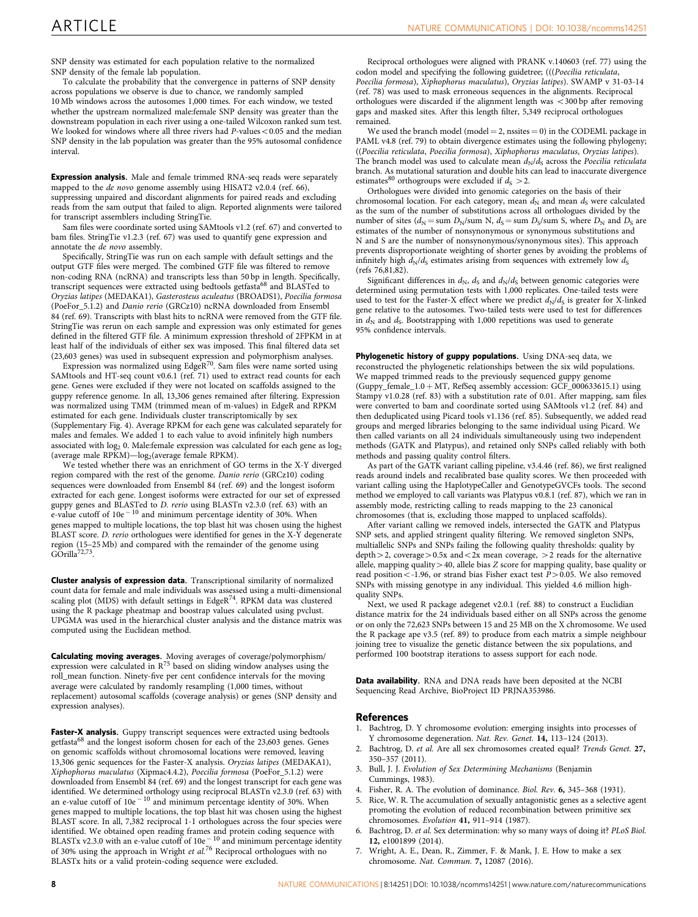SNP density was estimated for each population relative to the normalized SNP density of the female lab population.

To calculate the probability that the convergence in patterns of SNP density across populations we observe is due to chance, we randomly sampled 10 Mb windows across the autosomes 1,000 times. For each window, we tested whether the upstream normalized male:female SNP density was greater than the downstream population in each river using a one-tailed Wilcoxon ranked sum test. We looked for windows where all three rivers had $P$-values $< 0.05$ and the median SNP density in the lab population was greater than the 95% autosomal confidence interval.

**Expression analysis.** Male and female trimmed RNA-seq reads were separately mapped to the *de novo* genome assembly using HISAT2 v2.0.4 (ref. 66), suppressing unpaired and discordant alignments for paired reads and excluding reads from the sam output that failed to align. Reported alignments were tailored for transcript assemblers including StringTie.

Sam files were coordinate sorted using SAMtools v1.2 (ref. 67) and converted to bam files. StringTie v1.2.3 (ref. 67) was used to quantify gene expression and annotate the *de novo* assembly.

Specifically, StringTie was run on each sample with default settings and the output GTF files were merged. The combined GTF file was filtered to remove non-coding RNA (ncRNA) and transcripts less than 50 bp in length. Specifically, transcript sequences were extracted using bedtools getfasta[68] and BLASTed to *Oryzias latipes* (MEDAKA1), *Gasterosteus aculeatus* (BROADS1), *Poecilia formosa* (PoeFor_5.1.2) and *Danio rerio* (GRCz10) ncRNA downloaded from Ensembl 84 (ref. 69). Transcripts with blast hits to ncRNA were removed from the GTF file. StringTie was rerun on each sample and expression was only estimated for genes defined in the filtered GTF file. A minimum expression threshold of 2FPKM in at least half of the individuals of either sex was imposed. This final filtered data set (23,603 genes) was used in subsequent expression and polymorphism analyses.

Expression was normalized using EdgeR[70]. Sam files were name sorted using SAMtools and HT-seq count v0.6.1 (ref. 71) used to extract read counts for each gene. Genes were excluded if they were not located on scaffolds assigned to the guppy reference genome. In all, 13,306 genes remained after filtering. Expression was normalized using TMM (trimmed mean of m-values) in EdgeR and RPKM estimated for each gene. Individuals cluster transcriptomically by sex (Supplementary Fig. 4). Average RPKM for each gene was calculated separately for males and females. We added 1 to each value to avoid infinitely high numbers associated with $\log_2$ 0. Male:female expression was calculated for each gene as $\log_2$ (average male RPKM)—$\log_2$(average female RPKM).

We tested whether there was an enrichment of GO terms in the X-Y diverged region compared with the rest of the genome. *Danio rerio* (GRCz10) coding sequences were downloaded from Ensembl 84 (ref. 69) and the longest isoform extracted for each gene. Longest isoforms were extracted for our set of expressed guppy genes and BLASTed to *D. rerio* using BLASTn v2.3.0 (ref. 63) with an e-value cutoff of $10e^{-10}$ and minimum percentage identity of 30%. When genes mapped to multiple locations, the top blast hit was chosen using the highest BLAST score. *D. rerio* orthologues were identified for genes in the X-Y degenerate region (15–25 Mb) and compared with the remainder of the genome using GOrilla[72,73].

**Cluster analysis of expression data.** Transcriptional similarity of normalized count data for female and male individuals was assessed using a multi-dimensional scaling plot (MDS) with default settings in EdgeR[74]. RPKM data was clustered using the R package pheatmap and boostrap values calculated using pvclust. UPGMA was used in the hierarchical cluster analysis and the distance matrix was computed using the Euclidean method.

**Calculating moving averages.** Moving averages of coverage/polymorphism/expression were calculated in R[75] based on sliding window analyses using the roll_mean function. Ninety-five per cent confidence intervals for the moving average were calculated by randomly resampling (1,000 times, without replacement) autosomal scaffolds (coverage analysis) or genes (SNP density and expression analyses).

**Faster-X analysis.** Guppy transcript sequences were extracted using bedtools getfasta[68] and the longest isoform chosen for each of the 23,603 genes. Genes on genomic scaffolds without chromosomal locations were removed, leaving 13,306 genic sequences for the Faster-X analysis. *Oryzias latipes* (MEDAKA1), *Xiphophorus maculatus* (Xipmac4.4.2), *Poecilia formosa* (PoeFor_5.1.2) were downloaded from Ensembl 84 (ref. 69) and the longest transcript for each gene was identified. We determined orthology using reciprocal BLASTn v2.3.0 (ref. 63) with an e-value cutoff of $10e^{-10}$ and minimum percentage identity of 30%. When genes mapped to multiple locations, the top blast hit was chosen using the highest BLAST score. In all, 7,382 reciprocal 1-1 orthologues across the four species were identified. We obtained open reading frames and protein coding sequence with BLASTx v2.3.0 with an e-value cutoff of $10e^{-10}$ and minimum percentage identity of 30% using the approach in Wright *et al.*[76] Reciprocal orthologues with no BLASTx hits or a valid protein-coding sequence were excluded.

Reciprocal orthologues were aligned with PRANK v.140603 (ref. 77) using the codon model and specifying the following guidetree; (((*Poecilia reticulata*, *Poecilia formosa*), *Xiphophorus maculatus*), *Oryzias latipes*). SWAMP v 31-03-14 (ref. 78) was used to mask erroneous sequences in the alignments. Reciprocal orthologues were discarded if the alignment length was $<300$ bp after removing gaps and masked sites. After this length filter, 5,349 reciprocal orthologues remained.

We used the branch model (model = 2, nssites = 0) in the CODEML package in PAML v4.8 (ref. 79) to obtain divergence estimates using the following phylogeny; ((*Poecilia reticulata*, *Poecilia formosa*), *Xiphophorus maculatus*, *Oryzias latipes*). The branch model was used to calculate mean $d_N/d_S$ across the *Poecilia reticulata* branch. As mutational saturation and double hits can lead to inaccurate divergence estimates[80] orthogroups were excluded if $d_S > 2$.

Orthologues were divided into genomic categories on the basis of their chromosomal location. For each category, mean $d_N$ and mean $d_S$ were calculated as the sum of the number of substitutions across all orthologues divided by the number of sites ($d_N$ = sum $D_N$/sum N, $d_S$ = sum $D_S$/sum S, where $D_N$ and $D_S$ are estimates of the number of nonsynonymous or synonymous substitutions and N and S are the number of nonsynonymous/synonymous sites). This approach prevents disproportionate weighting of shorter genes by avoiding the problems of infinitely high $d_N/d_S$ estimates arising from sequences with extremely low $d_S$ (refs 76,81,82).

Significant differences in $d_N$, $d_S$ and $d_N/d_S$ between genomic categories were determined using permutation tests with 1,000 replicates. One-tailed tests were used to test for the Faster-X effect where we predict $d_N/d_S$ is greater for X-linked gene relative to the autosomes. Two-tailed tests were used to test for differences in $d_N$ and $d_S$. Bootstrapping with 1,000 repetitions was used to generate 95% confidence intervals.

**Phylogenetic history of guppy populations.** Using DNA-seq data, we reconstructed the phylogenetic relationships between the six wild populations. We mapped trimmed reads to the previously sequenced guppy genome (Guppy_female_1.0 + MT, RefSeq assembly accession: GCF_000633615.1) using Stampy v1.0.28 (ref. 83) with a substitution rate of 0.01. After mapping, sam files were converted to bam and coordinate sorted using SAMtools v1.2 (ref. 84) and then deduplicated using Picard tools v1.136 (ref. 85). Subsequently, we added read groups and merged libraries belonging to the same individual using Picard. We then called variants on all 24 individuals simultaneously using two independent methods (GATK and Platypus), and retained only SNPs called reliably with both methods and passing quality control filters.

As part of the GATK variant calling pipeline, v3.4.46 (ref. 86), we first realigned reads around indels and recalibrated base quality scores. We then proceeded with variant calling using the HaplotypeCaller and GenotypeGVCFs tools. The second method we employed to call variants was Platypus v0.8.1 (ref. 87), which we ran in assembly mode, restricting calling to reads mapping to the 23 canonical chromosomes (that is, excluding those mapped to unplaced scaffolds).

After variant calling we removed indels, intersected the GATK and Platypus SNP sets, and applied stringent quality filtering. We removed singleton SNPs, multiallelic SNPs and SNPs failing the following quality thresholds: quality by depth $> 2$, coverage $> 0.5$x and $< 2$x mean coverage, $> 2$ reads for the alternative allele, mapping quality $> 40$, allele bias Z score for mapping quality, base quality or read position $< -1.96$, or strand bias Fisher exact test $P > 0.05$. We also removed SNPs with missing genotype in any individual. This yielded 4.6 million high-quality SNPs.

Next, we used R package adegenet v2.0.1 (ref. 88) to construct a Euclidian distance matrix for the 24 individuals based either on all SNPs across the genome or on only the 72,623 SNPs between 15 and 25 MB on the X chromosome. We used the R package ape v3.5 (ref. 89) to produce from each matrix a simple neighbour joining tree to visualize the genetic distance between the six populations, and performed 100 bootstrap iterations to assess support for each node.

**Data availability.** RNA and DNA reads have been deposited at the NCBI Sequencing Read Archive, BioProject ID PRJNA353986.

## References

1. Bachtrog, D. Y chromosome evolution: emerging insights into processes of Y chromosome degeneration. *Nat. Rev. Genet.* **14,** 113–124 (2013).
2. Bachtrog, D. *et al.* Are all sex chromosomes created equal? *Trends Genet.* **27,** 350–357 (2011).
3. Bull, J. J. *Evolution of Sex Determining Mechanisms* (Benjamin Cummings, 1983).
4. Fisher, R. A. The evolution of dominance. *Biol. Rev.* **6,** 345–368 (1931).
5. Rice, W. R. The accumulation of sexually antagonistic genes as a selective agent promoting the evolution of reduced recombination between primitive sex chromosomes. *Evolution* **41,** 911–914 (1987).
6. Bachtrog, D. *et al.* Sex determination: why so many ways of doing it? *PLoS Biol.* **12,** e1001899 (2014).
7. Wright, A. E., Dean, R., Zimmer, F. & Mank, J. E. How to make a sex chromosome. *Nat. Commun.* **7,** 12087 (2016).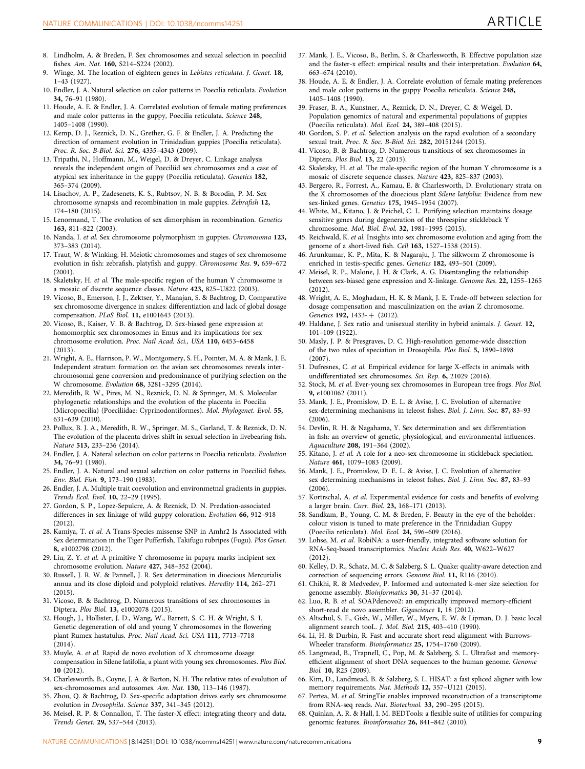8. Lindholm, A. & Breden, F. Sex chromosomes and sexual selection in poeciliid fishes. *Am. Nat.* **160,** S214–S224 (2002).
9. Winge, M. The location of eighteen genes in *Lebistes reticulata*. *J. Genet.* **18,** 1–43 (1927).
10. Endler, J. A. Natural selection on color patterns in Poecilia reticulata. *Evolution* **34,** 76–91 (1980).
11. Houde, A. E. & Endler, J. A. Correlated evolution of female mating preferences and male color patterns in the guppy, Poecilia reticulata. *Science* **248,** 1405–1408 (1990).
12. Kemp, D. J., Reznick, D. N., Grether, G. F. & Endler, J. A. Predicting the direction of ornament evolution in Trinidadian guppies (Poecilia reticulata). *Proc. R. Soc. B-Biol. Sci.* **276,** 4335–4343 (2009).
13. Tripathi, N., Hoffmann, M., Weigel, D. & Dreyer, C. Linkage analysis reveals the independent origin of Poeciliid sex chromosomes and a case of atypical sex inheritance in the guppy (Poecilia reticulata). *Genetics* **182,** 365–374 (2009).
14. Lisachov, A. P., Zadesenets, K. S., Rubtsov, N. B. & Borodin, P. M. Sex chromosome synapsis and recombination in male guppies. *Zebrafish* **12,** 174–180 (2015).
15. Lenormand, T. The evolution of sex dimorphism in recombination. *Genetics* **163,** 811–822 (2003).
16. Nanda, I. *et al.* Sex chromosome polymorphism in guppies. *Chromosoma* **123,** 373–383 (2014).
17. Traut, W. & Winking, H. Meiotic chromosomes and stages of sex chromosome evolution in fish: zebrafish, platyfish and guppy. *Chromosome Res.* **9,** 659–672 (2001).
18. Skaletsky, H. *et al.* The male-specific region of the human Y chromosome is a mosaic of discrete sequence classes. *Nature* **423,** 825–U822 (2003).
19. Vicoso, B., Emerson, J. J., Zektser, Y., Manajan, S. & Bachtrog, D. Comparative sex chromosome divergence in snakes: differentiation and lack of global dosage compensation. *PLoS Biol.* **11,** e1001643 (2013).
20. Vicoso, B., Kaiser, V. B. & Bachtrog, D. Sex-biased gene expression at homomorphic sex chromosomes in Emus and its implications for sex chromosome evolution. *Proc. Natl Acad. Sci., USA* **110,** 6453–6458 (2013).
21. Wright, A. E., Harrison, P. W., Montgomery, S. H., Pointer, M. A. & Mank, J. E. Independent stratum formation on the avian sex chromosomes reveals inter-chromosomal gene conversion and predominance of purifying selection on the W chromosome. *Evolution* **68,** 3281–3295 (2014).
22. Meredith, R. W., Pires, M. N., Reznick, D. N. & Springer, M. S. Molecular phylogenetic relationships and the evolution of the placenta in Poecilia (Micropoecilia) (Poeciliidae: Cyprinodontiformes). *Mol. Phylogenet. Evol.* **55,** 631–639 (2010).
23. Pollux, B. J. A., Meredith, R. W., Springer, M. S., Garland, T. & Reznick, D. N. The evolution of the placenta drives shift in sexual selection in livebearing fish. *Nature* **513,** 233–236 (2014).
24. Endler, J. A. Nateral selection on color patterns in Poecilia reticulata. *Evolution* **34,** 76–91 (1980).
25. Endler, J. A. Natural and sexual selection on color patterns in Poeciliid fishes. *Env. Biol. Fish.* **9,** 173–190 (1983).
26. Endler, J. A. Multiple trait coevolution and environmetnal gradients in guppies. *Trends Ecol. Evol.* **10,** 22–29 (1995).
27. Gordon, S. P., Lopez-Sepulcre, A. & Reznick, D. N. Predation-associated differences in sex linkage of wild guppy coloration. *Evolution* **66,** 912–918 (2012).
28. Kamiya, T. *et al.* A Trans-Species missense SNP in Amhr2 Is Associated with Sex determination in the Tiger Pufferfish, Takifugu rubripes (Fugu). *Plos Genet.* **8,** e1002798 (2012).
29. Liu, Z. Y. *et al.* A primitive Y chromosome in papaya marks incipient sex chromosome evolution. *Nature* **427,** 348–352 (2004).
30. Russell, J. R. W. & Pannell, J. R. Sex determination in dioecious Mercurialis annua and its close diploid and polyploid relatives. *Heredity* **114,** 262–271 (2015).
31. Vicoso, B. & Bachtrog, D. Numerous transitions of sex chromosomes in Diptera. *Plos Biol.* **13,** e1002078 (2015).
32. Hough, J., Hollister, J. D., Wang, W., Barrett, S. C. H. & Wright, S. I. Genetic degeneration of old and young Y chromosomes in the flowering plant Rumex hastatulus. *Proc. Natl Acad. Sci. USA* **111,** 7713–7718 (2014).
33. Muyle, A. *et al.* Rapid de novo evolution of X chromosome dosage compensation in Silene latifolia, a plant with young sex chromosomes. *Plos Biol.* **10** (2012).
34. Charlesworth, B., Coyne, J. A. & Barton, N. H. The relative rates of evolution of sex-chromosomes and autosomes. *Am. Nat.* **130,** 113–146 (1987).
35. Zhou, Q. & Bachtrog, D. Sex-specific adaptation drives early sex chromosome evolution in *Drosophila*. *Science* **337,** 341–345 (2012).
36. Meisel, R. P. & Connallon, T. The faster-X effect: integrating theory and data. *Trends Genet.* **29,** 537–544 (2013).
37. Mank, J. E., Vicoso, B., Berlin, S. & Charlesworth, B. Effective population size and the faster-x effect: empirical results and their interpretation. *Evolution* **64,** 663–674 (2010).
38. Houde, A. E. & Endler, J. A. Correlate evolution of female mating preferences and male color patterns in the guppy Poecilia reticulata. *Science* **248,** 1405–1408 (1990).
39. Fraser, B. A., Kunstner, A., Reznick, D. N., Dreyer, C. & Weigel, D. Population genomics of natural and experimental populations of guppies (Poecilia reticulata). *Mol. Ecol.* **24,** 389–408 (2015).
40. Gordon, S. P. *et al.* Selection analysis on the rapid evolution of a secondary sexual trait. *Proc. R. Soc. B-Biol. Sci.* **282,** 20151244 (2015).
41. Vicoso, B. & Bachtrog, D. Numerous transitions of sex chromosomes in Diptera. *Plos Biol.* **13,** 22 (2015).
42. Skaletsky, H. *et al.* The male-specific region of the human Y chromosome is a mosaic of discrete sequence classes. *Nature* **423,** 825–837 (2003).
43. Bergero, R., Forrest, A., Kamau, E. & Charlesworth, D. Evolutionary strata on the X chromosomes of the dioecious plant *Silene latifolia:* Evidence from new sex-linked genes. *Genetics* **175,** 1945–1954 (2007).
44. White, M., Kitano, J. & Peichel, C. L. Purifying selection maintains dosage sensitive genes during degeneration of the threespine stickleback Y chromosome. *Mol. Biol. Evol.* **32,** 1981–1995 (2015).
45. Reichwald, K. *et al.* Insights into sex chromosome evolution and aging from the genome of a short-lived fish. *Cell* **163,** 1527–1538 (2015).
46. Arunkumar, K. P., Mita, K. & Nagaraju, J. The silkworm Z chromosome is enriched in testis-specific genes. *Genetics* **182,** 493–501 (2009).
47. Meisel, R. P., Malone, J. H. & Clark, A. G. Disentangling the relationship between sex-biased gene expression and X-linkage. *Genome Res.* **22,** 1255–1265 (2012).
48. Wright, A. E., Moghadam, H. K. & Mank, J. E. Trade-off between selection for dosage compensation and masculinization on the avian Z chromosome. *Genetics* **192,** 1433- + (2012).
49. Haldane, J. Sex ratio and unisexual sterility in hybrid animals. *J. Genet.* **12,** 101–109 (1922).
50. Masly, J. P. & Presgraves, D. C. High-resolution genome-wide dissection of the two rules of speciation in Drosophila. *Plos Biol.* **5,** 1890–1898 (2007).
51. Dufresnes, C. *et al.* Empirical evidence for large X-effects in animals with undifferentiated sex chromosomes. *Sci. Rep.* **6,** 21029 (2016).
52. Stock, M. *et al.* Ever-young sex chromosomes in European tree frogs. *Plos Biol.* **9,** e1001062 (2011).
53. Mank, J. E., Promislow, D. E. L. & Avise, J. C. Evolution of alternative sex-determining mechanisms in teleost fishes. *Biol. J. Linn. Soc.* **87,** 83–93 (2006).
54. Devlin, R. H. & Nagahama, Y. Sex determination and sex differentiation in fish: an overview of genetic, physiological, and environmental influences. *Aquaculture* **208,** 191–364 (2002).
55. Kitano, J. *et al.* A role for a neo-sex chromosome in stickleback speciation. *Nature* **461,** 1079–1083 (2009).
56. Mank, J. E., Promislow, D. E. L. & Avise, J. C. Evolution of alternative sex determining mechanisms in teleost fishes. *Biol. J. Linn. Soc.* **87,** 83–93 (2006).
57. Kortrschal, A. *et al.* Experimental evidence for costs and benefits of evolving a larger brain. *Curr. Biol.* **23,** 168–171 (2013).
58. Sandkam, B., Young, C. M. & Breden, F. Beauty in the eye of the beholder: colour vision is tuned to mate preference in the Trinidadian Guppy (Poecilia reticulata). *Mol. Ecol.* **24,** 596–609 (2016).
59. Lohse, M. *et al.* RobiNA: a user-friendly, integrated software solution for RNA-Seq-based transcriptomics. *Nucleic Acids Res.* **40,** W622–W627 (2012).
60. Kelley, D. R., Schatz, M. C. & Salzberg, S. L. Quake: quality-aware detection and correction of sequencing errors. *Genome Biol.* **11,** R116 (2010).
61. Chikhi, R. & Medvedev, P. Informed and automated k-mer size selection for genome assembly. *Bioinformatics* **30,** 31–37 (2014).
62. Luo, R. B. *et al.* SOAPdenovo2: an empirically improved memory-efficient short-read de novo assembler. *Gigascience* **1,** 18 (2012).
63. Altschul, S. F., Gish, W., Miller, W., Myers, E. W. & Lipman, D. J. basic local alignment search tooL. *J. Mol. Biol.* **215,** 403–410 (1990).
64. Li, H. & Durbin, R. Fast and accurate short read alignment with Burrows-Wheeler transform. *Bioinformatics* **25,** 1754–1760 (2009).
65. Langmead, B., Trapnell, C., Pop, M. & Salzberg, S. L. Ultrafast and memory-efficient alignment of short DNA sequences to the human genome. *Genome Biol.* **10,** R25 (2009).
66. Kim, D., Landmead, B. & Salzberg, S. L. HISAT: a fast spliced aligner with low memory requirements. *Nat. Methods* **12,** 357–U121 (2015).
67. Pertea, M. *et al.* StringTie enables improved reconstruction of a transcriptome from RNA-seq reads. *Nat. Biotechnol.* **33,** 290–295 (2015).
68. Quinlan, A. R. & Hall, I. M. BEDTools: a flexible suite of utilities for comparing genomic features. *Bioinformatics* **26,** 841–842 (2010).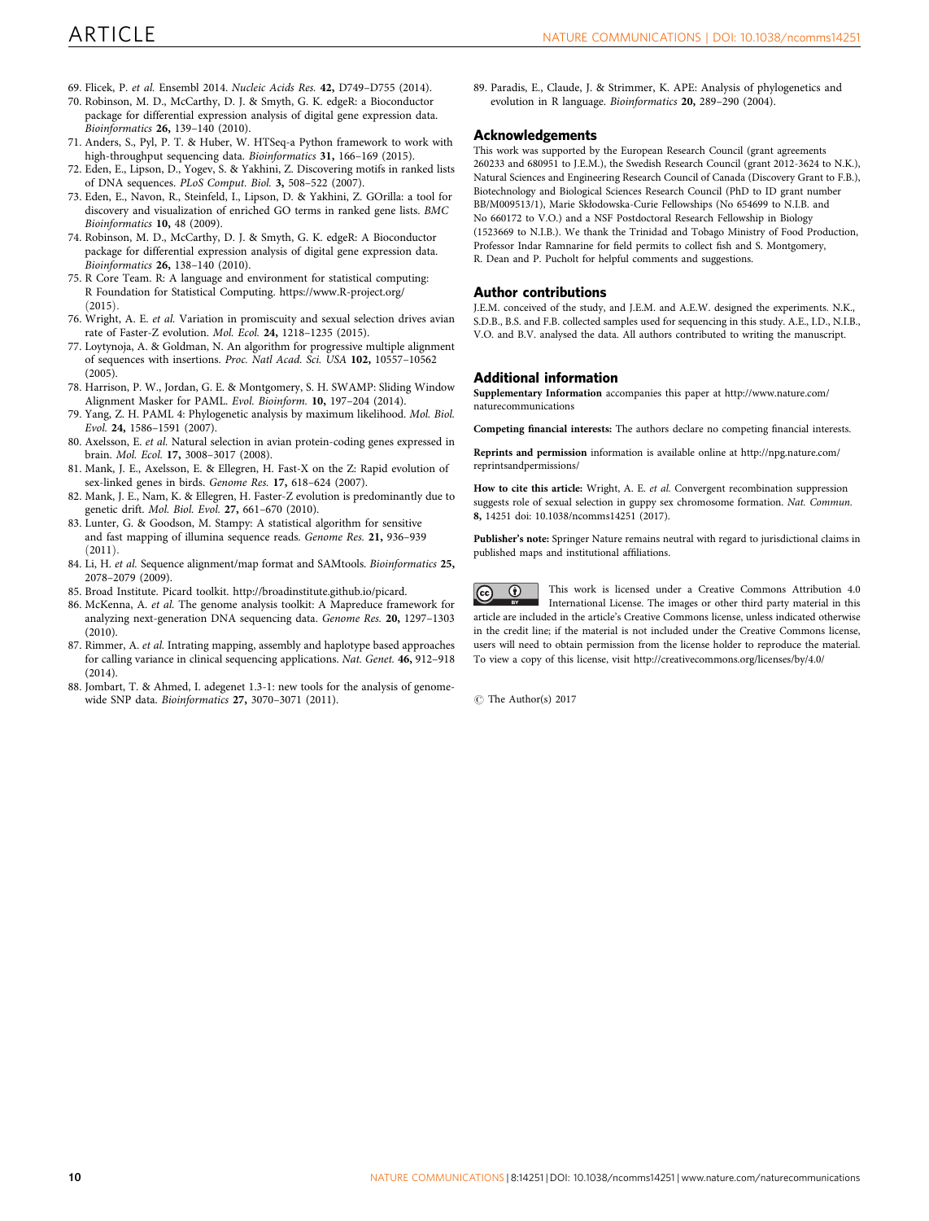69. Flicek, P. *et al.* Ensembl 2014. *Nucleic Acids Res.* **42,** D749–D755 (2014).
70. Robinson, M. D., McCarthy, D. J. & Smyth, G. K. edgeR: a Bioconductor package for differential expression analysis of digital gene expression data. *Bioinformatics* **26,** 139–140 (2010).
71. Anders, S., Pyl, P. T. & Huber, W. HTSeq-a Python framework to work with high-throughput sequencing data. *Bioinformatics* **31,** 166–169 (2015).
72. Eden, E., Lipson, D., Yogev, S. & Yakhini, Z. Discovering motifs in ranked lists of DNA sequences. *PLoS Comput. Biol.* **3,** 508–522 (2007).
73. Eden, E., Navon, R., Steinfeld, I., Lipson, D. & Yakhini, Z. GOrilla: a tool for discovery and visualization of enriched GO terms in ranked gene lists. *BMC Bioinformatics* **10,** 48 (2009).
74. Robinson, M. D., McCarthy, D. J. & Smyth, G. K. edgeR: A Bioconductor package for differential expression analysis of digital gene expression data. *Bioinformatics* **26,** 138–140 (2010).
75. R Core Team. R: A language and environment for statistical computing: R Foundation for Statistical Computing. https://www.R-project.org/ (2015).
76. Wright, A. E. *et al.* Variation in promiscuity and sexual selection drives avian rate of Faster-Z evolution. *Mol. Ecol.* **24,** 1218–1235 (2015).
77. Loytynoja, A. & Goldman, N. An algorithm for progressive multiple alignment of sequences with insertions. *Proc. Natl Acad. Sci. USA* **102,** 10557–10562 (2005).
78. Harrison, P. W., Jordan, G. E. & Montgomery, S. H. SWAMP: Sliding Window Alignment Masker for PAML. *Evol. Bioinform.* **10,** 197–204 (2014).
79. Yang, Z. H. PAML 4: Phylogenetic analysis by maximum likelihood. *Mol. Biol. Evol.* **24,** 1586–1591 (2007).
80. Axelsson, E. *et al.* Natural selection in avian protein-coding genes expressed in brain. *Mol. Ecol.* **17,** 3008–3017 (2008).
81. Mank, J. E., Axelsson, E. & Ellegren, H. Fast-X on the Z: Rapid evolution of sex-linked genes in birds. *Genome Res.* **17,** 618–624 (2007).
82. Mank, J. E., Nam, K. & Ellegren, H. Faster-Z evolution is predominantly due to genetic drift. *Mol. Biol. Evol.* **27,** 661–670 (2010).
83. Lunter, G. & Goodson, M. Stampy: A statistical algorithm for sensitive and fast mapping of illumina sequence reads. *Genome Res.* **21,** 936–939 (2011).
84. Li, H. *et al.* Sequence alignment/map format and SAMtools. *Bioinformatics* **25,** 2078–2079 (2009).
85. Broad Institute. Picard toolkit. http://broadinstitute.github.io/picard.
86. McKenna, A. *et al.* The genome analysis toolkit: A Mapreduce framework for analyzing next-generation DNA sequencing data. *Genome Res.* **20,** 1297–1303 (2010).
87. Rimmer, A. *et al.* Intrating mapping, assembly and haplotype based approaches for calling variance in clinical sequencing applications. *Nat. Genet.* **46,** 912–918 (2014).
88. Jombart, T. & Ahmed, I. adegenet 1.3-1: new tools for the analysis of genome-wide SNP data. *Bioinformatics* **27,** 3070–3071 (2011).
89. Paradis, E., Claude, J. & Strimmer, K. APE: Analysis of phylogenetics and evolution in R language. *Bioinformatics* **20,** 289–290 (2004).

## Acknowledgements

This work was supported by the European Research Council (grant agreements 260233 and 680951 to J.E.M.), the Swedish Research Council (grant 2012-3624 to N.K.), Natural Sciences and Engineering Research Council of Canada (Discovery Grant to F.B.), Biotechnology and Biological Sciences Research Council (PhD to ID grant number BB/M009513/1), Marie Skłodowska-Curie Fellowships (No 654699 to N.I.B. and No 660172 to V.O.) and a NSF Postdoctoral Research Fellowship in Biology (1523669 to N.I.B.). We thank the Trinidad and Tobago Ministry of Food Production, Professor Indar Ramnarine for field permits to collect fish and S. Montgomery, R. Dean and P. Pucholt for helpful comments and suggestions.

## Author contributions

J.E.M. conceived of the study, and J.E.M. and A.E.W. designed the experiments. N.K., S.D.B., B.S. and F.B. collected samples used for sequencing in this study. A.E., I.D., N.I.B., V.O. and B.V. analysed the data. All authors contributed to writing the manuscript.

## Additional information

**Supplementary Information** accompanies this paper at http://www.nature.com/naturecommunications

**Competing financial interests:** The authors declare no competing financial interests.

**Reprints and permission** information is available online at http://npg.nature.com/reprintsandpermissions/

**How to cite this article:** Wright, A. E. *et al.* Convergent recombination suppression suggests role of sexual selection in guppy sex chromosome formation. *Nat. Commun.* **8,** 14251 doi: 10.1038/ncomms14251 (2017).

**Publisher's note:** Springer Nature remains neutral with regard to jurisdictional claims in published maps and institutional affiliations.

This work is licensed under a Creative Commons Attribution 4.0 International License. The images or other third party material in this article are included in the article's Creative Commons license, unless indicated otherwise in the credit line; if the material is not included under the Creative Commons license, users will need to obtain permission from the license holder to reproduce the material. To view a copy of this license, visit http://creativecommons.org/licenses/by/4.0/

© The Author(s) 2017